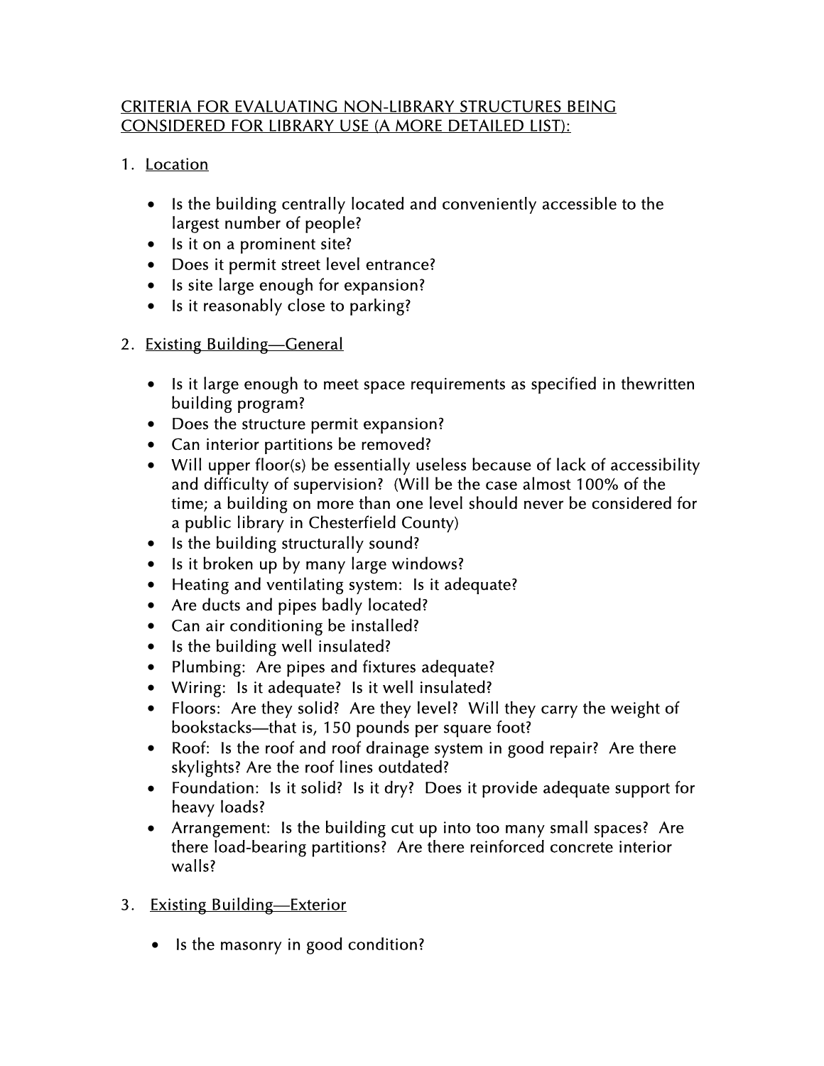CRITERIA FOR EVALUATING NON-LIBRARY STRUCTURES BEING CONSIDERED FOR LIBRARY USE (A MORE DETAILED LIST):

1. Location

- Is the building centrally located and conveniently accessible to the largest number of people?
- Is it on a prominent site?
- Does it permit street level entrance?
- Is site large enough for expansion?
- Is it reasonably close to parking?

2. Existing Building—General

- Is it large enough to meet space requirements as specified in thewritten building program?
- Does the structure permit expansion?
- Can interior partitions be removed?
- Will upper floor(s) be essentially useless because of lack of accessibility and difficulty of supervision? (Will be the case almost 100% of the time; a building on more than one level should never be considered for a public library in Chesterfield County)
- Is the building structurally sound?
- Is it broken up by many large windows?
- Heating and ventilating system: Is it adequate?
- Are ducts and pipes badly located?
- Can air conditioning be installed?
- Is the building well insulated?
- Plumbing: Are pipes and fixtures adequate?
- Wiring: Is it adequate? Is it well insulated?
- Floors: Are they solid? Are they level? Will they carry the weight of bookstacks—that is, 150 pounds per square foot?
- Roof: Is the roof and roof drainage system in good repair? Are there skylights? Are the roof lines outdated?
- Foundation: Is it solid? Is it dry? Does it provide adequate support for heavy loads?
- Arrangement: Is the building cut up into too many small spaces? Are there load-bearing partitions? Are there reinforced concrete interior walls?

3. Existing Building—Exterior

- Is the masonry in good condition?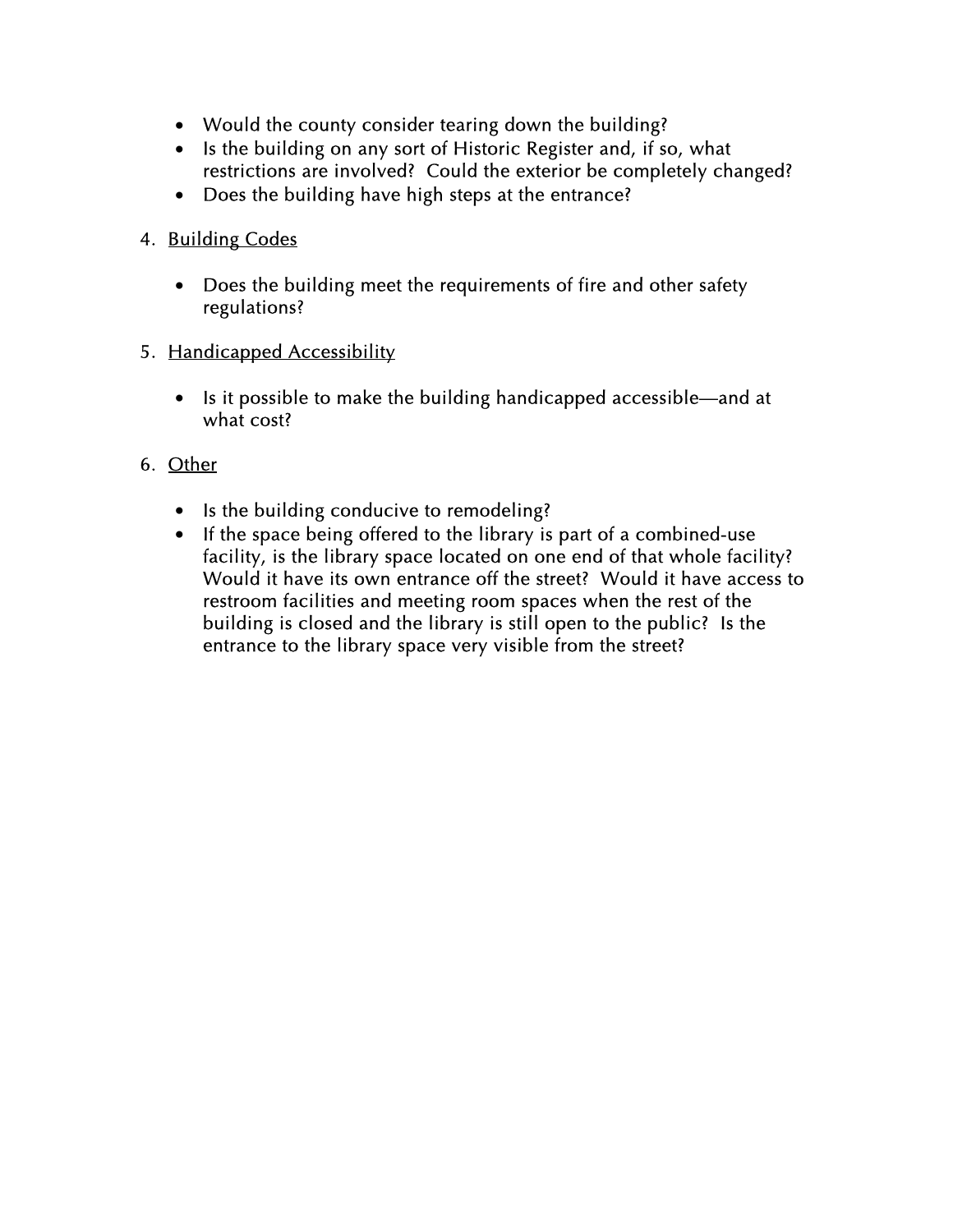- Would the county consider tearing down the building?
- Is the building on any sort of Historic Register and, if so, what restrictions are involved? Could the exterior be completely changed?
- Does the building have high steps at the entrance?

4. <u>Building Codes</u>

   - Does the building meet the requirements of fire and other safety regulations?

5. <u>Handicapped Accessibility</u>

   - Is it possible to make the building handicapped accessible—and at what cost?

6. <u>Other</u>

   - Is the building conducive to remodeling?
   - If the space being offered to the library is part of a combined-use facility, is the library space located on one end of that whole facility? Would it have its own entrance off the street? Would it have access to restroom facilities and meeting room spaces when the rest of the building is closed and the library is still open to the public? Is the entrance to the library space very visible from the street?